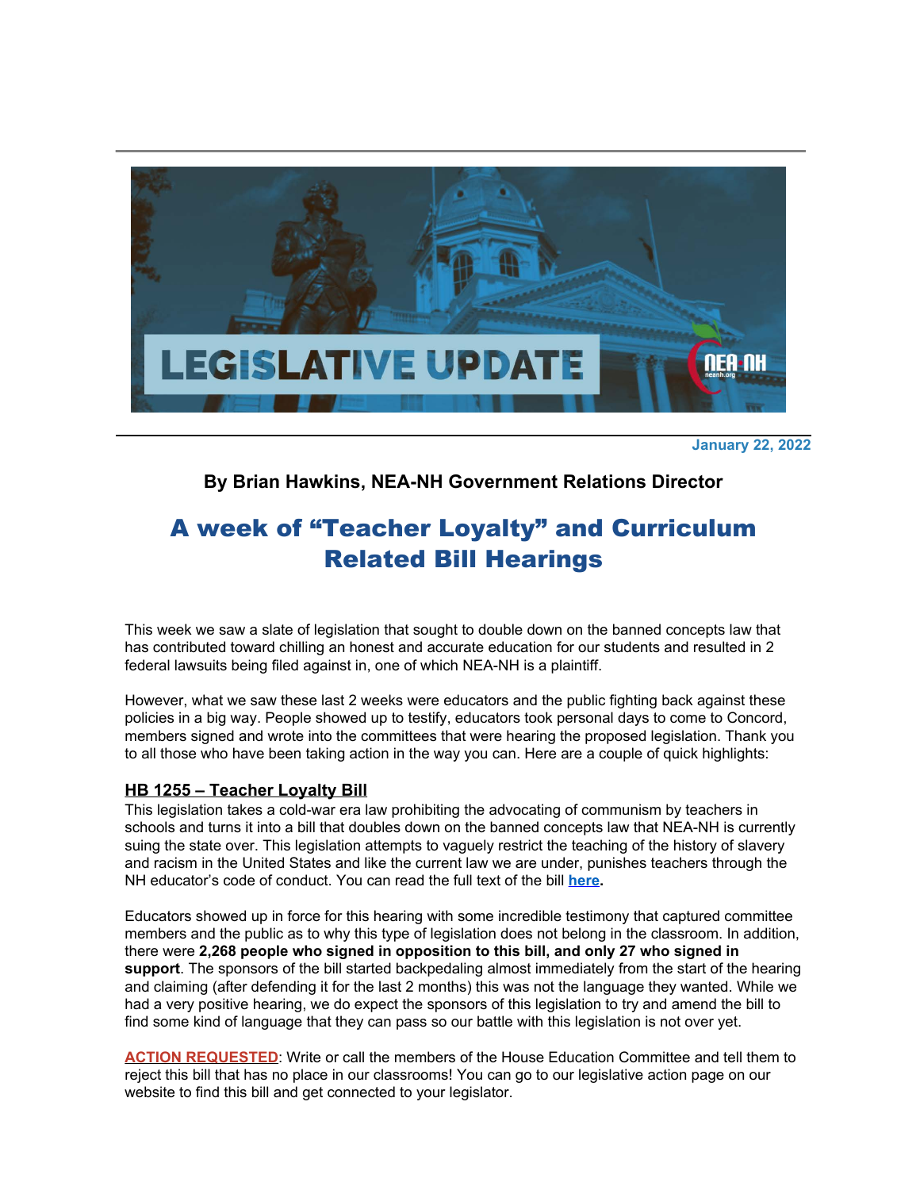LEGISLATIVE UPDATE

January 22, 2022

**By Brian Hawkins, NEA-NH Government Relations Director**

# A week of "Teacher Loyalty" and Curriculum Related Bill Hearings

This week we saw a slate of legislation that sought to double down on the banned concepts law that has contributed toward chilling an honest and accurate education for our students and resulted in 2 federal lawsuits being filed against in, one of which NEA-NH is a plaintiff.

However, what we saw these last 2 weeks were educators and the public fighting back against these policies in a big way. People showed up to testify, educators took personal days to come to Concord, members signed and wrote into the committees that were hearing the proposed legislation. Thank you to all those who have been taking action in the way you can. Here are a couple of quick highlights:

## HB 1255 – Teacher Loyalty Bill

This legislation takes a cold-war era law prohibiting the advocating of communism by teachers in schools and turns it into a bill that doubles down on the banned concepts law that NEA-NH is currently suing the state over. This legislation attempts to vaguely restrict the teaching of the history of slavery and racism in the United States and like the current law we are under, punishes teachers through the NH educator's code of conduct. You can read the full text of the bill **here**.

Educators showed up in force for this hearing with some incredible testimony that captured committee members and the public as to why this type of legislation does not belong in the classroom. In addition, there were **2,268 people who signed in opposition to this bill, and only 27 who signed in support**. The sponsors of the bill started backpedaling almost immediately from the start of the hearing and claiming (after defending it for the last 2 months) this was not the language they wanted. While we had a very positive hearing, we do expect the sponsors of this legislation to try and amend the bill to find some kind of language that they can pass so our battle with this legislation is not over yet.

**ACTION REQUESTED**: Write or call the members of the House Education Committee and tell them to reject this bill that has no place in our classrooms! You can go to our legislative action page on our website to find this bill and get connected to your legislator.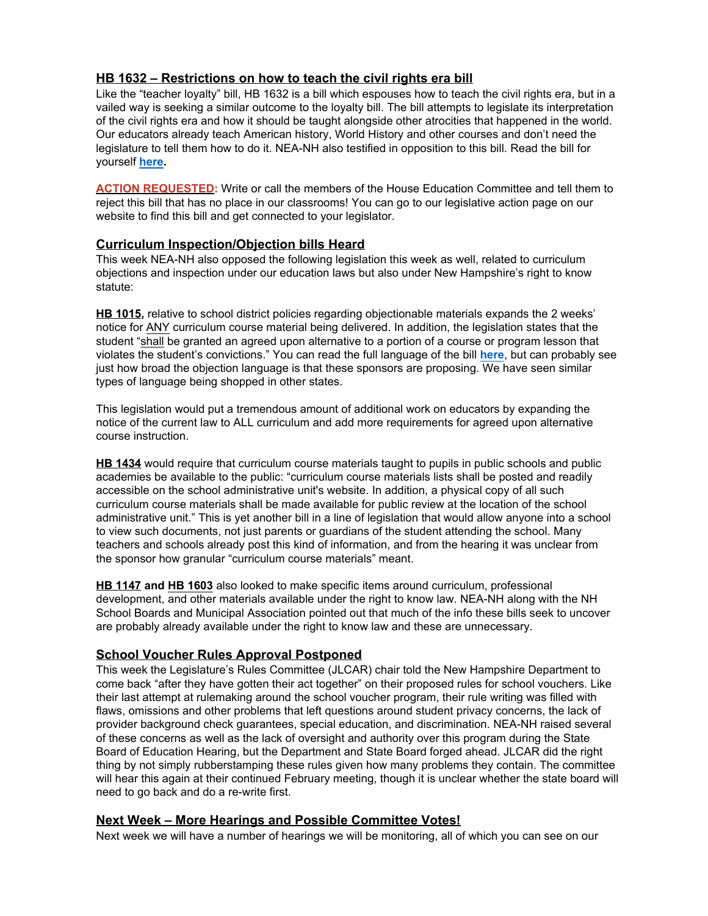## HB 1632 – Restrictions on how to teach the civil rights era bill

Like the "teacher loyalty" bill, HB 1632 is a bill which espouses how to teach the civil rights era, but in a vailed way is seeking a similar outcome to the loyalty bill. The bill attempts to legislate its interpretation of the civil rights era and how it should be taught alongside other atrocities that happened in the world. Our educators already teach American history, World History and other courses and don't need the legislature to tell them how to do it. NEA-NH also testified in opposition to this bill. Read the bill for yourself **here**.

**ACTION REQUESTED:** Write or call the members of the House Education Committee and tell them to reject this bill that has no place in our classrooms! You can go to our legislative action page on our website to find this bill and get connected to your legislator.

## Curriculum Inspection/Objection bills Heard

This week NEA-NH also opposed the following legislation this week as well, related to curriculum objections and inspection under our education laws but also under New Hampshire's right to know statute:

**HB 1015,** relative to school district policies regarding objectionable materials expands the 2 weeks' notice for ANY curriculum course material being delivered. In addition, the legislation states that the student "shall be granted an agreed upon alternative to a portion of a course or program lesson that violates the student's convictions." You can read the full language of the bill **here**, but can probably see just how broad the objection language is that these sponsors are proposing. We have seen similar types of language being shopped in other states.

This legislation would put a tremendous amount of additional work on educators by expanding the notice of the current law to ALL curriculum and add more requirements for agreed upon alternative course instruction.

**HB 1434** would require that curriculum course materials taught to pupils in public schools and public academies be available to the public: "curriculum course materials lists shall be posted and readily accessible on the school administrative unit's website. In addition, a physical copy of all such curriculum course materials shall be made available for public review at the location of the school administrative unit." This is yet another bill in a line of legislation that would allow anyone into a school to view such documents, not just parents or guardians of the student attending the school. Many teachers and schools already post this kind of information, and from the hearing it was unclear from the sponsor how granular "curriculum course materials" meant.

**HB 1147 and HB 1603** also looked to make specific items around curriculum, professional development, and other materials available under the right to know law. NEA-NH along with the NH School Boards and Municipal Association pointed out that much of the info these bills seek to uncover are probably already available under the right to know law and these are unnecessary.

## School Voucher Rules Approval Postponed

This week the Legislature's Rules Committee (JLCAR) chair told the New Hampshire Department to come back "after they have gotten their act together" on their proposed rules for school vouchers. Like their last attempt at rulemaking around the school voucher program, their rule writing was filled with flaws, omissions and other problems that left questions around student privacy concerns, the lack of provider background check guarantees, special education, and discrimination. NEA-NH raised several of these concerns as well as the lack of oversight and authority over this program during the State Board of Education Hearing, but the Department and State Board forged ahead. JLCAR did the right thing by not simply rubberstamping these rules given how many problems they contain. The committee will hear this again at their continued February meeting, though it is unclear whether the state board will need to go back and do a re-write first.

## Next Week – More Hearings and Possible Committee Votes!

Next week we will have a number of hearings we will be monitoring, all of which you can see on our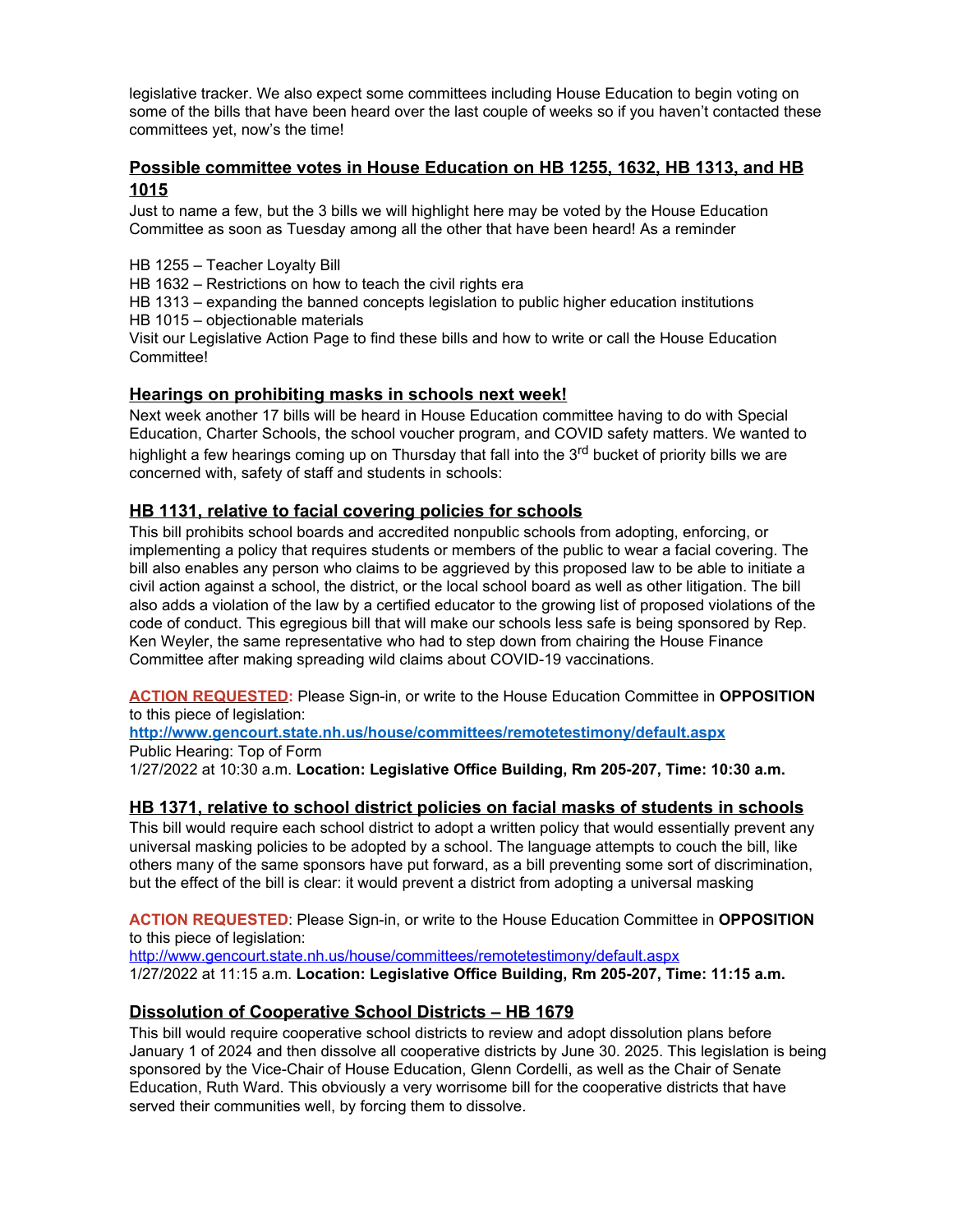legislative tracker. We also expect some committees including House Education to begin voting on some of the bills that have been heard over the last couple of weeks so if you haven't contacted these committees yet, now's the time!

## Possible committee votes in House Education on HB 1255, 1632, HB 1313, and HB 1015

Just to name a few, but the 3 bills we will highlight here may be voted by the House Education Committee as soon as Tuesday among all the other that have been heard! As a reminder

HB 1255 – Teacher Loyalty Bill
HB 1632 – Restrictions on how to teach the civil rights era
HB 1313 – expanding the banned concepts legislation to public higher education institutions
HB 1015 – objectionable materials
Visit our Legislative Action Page to find these bills and how to write or call the House Education Committee!

## Hearings on prohibiting masks in schools next week!

Next week another 17 bills will be heard in House Education committee having to do with Special Education, Charter Schools, the school voucher program, and COVID safety matters. We wanted to highlight a few hearings coming up on Thursday that fall into the 3rd bucket of priority bills we are concerned with, safety of staff and students in schools:

## HB 1131, relative to facial covering policies for schools

This bill prohibits school boards and accredited nonpublic schools from adopting, enforcing, or implementing a policy that requires students or members of the public to wear a facial covering. The bill also enables any person who claims to be aggrieved by this proposed law to be able to initiate a civil action against a school, the district, or the local school board as well as other litigation. The bill also adds a violation of the law by a certified educator to the growing list of proposed violations of the code of conduct. This egregious bill that will make our schools less safe is being sponsored by Rep. Ken Weyler, the same representative who had to step down from chairing the House Finance Committee after making spreading wild claims about COVID-19 vaccinations.

**ACTION REQUESTED:** Please Sign-in, or write to the House Education Committee in **OPPOSITION** to this piece of legislation:
**http://www.gencourt.state.nh.us/house/committees/remotetestimony/default.aspx**
Public Hearing: Top of Form
1/27/2022 at 10:30 a.m. **Location: Legislative Office Building, Rm 205-207, Time: 10:30 a.m.**

## HB 1371, relative to school district policies on facial masks of students in schools

This bill would require each school district to adopt a written policy that would essentially prevent any universal masking policies to be adopted by a school. The language attempts to couch the bill, like others many of the same sponsors have put forward, as a bill preventing some sort of discrimination, but the effect of the bill is clear: it would prevent a district from adopting a universal masking

**ACTION REQUESTED**: Please Sign-in, or write to the House Education Committee in **OPPOSITION** to this piece of legislation:
http://www.gencourt.state.nh.us/house/committees/remotetestimony/default.aspx
1/27/2022 at 11:15 a.m. **Location: Legislative Office Building, Rm 205-207, Time: 11:15 a.m.**

## Dissolution of Cooperative School Districts – HB 1679

This bill would require cooperative school districts to review and adopt dissolution plans before January 1 of 2024 and then dissolve all cooperative districts by June 30. 2025. This legislation is being sponsored by the Vice-Chair of House Education, Glenn Cordelli, as well as the Chair of Senate Education, Ruth Ward. This obviously a very worrisome bill for the cooperative districts that have served their communities well, by forcing them to dissolve.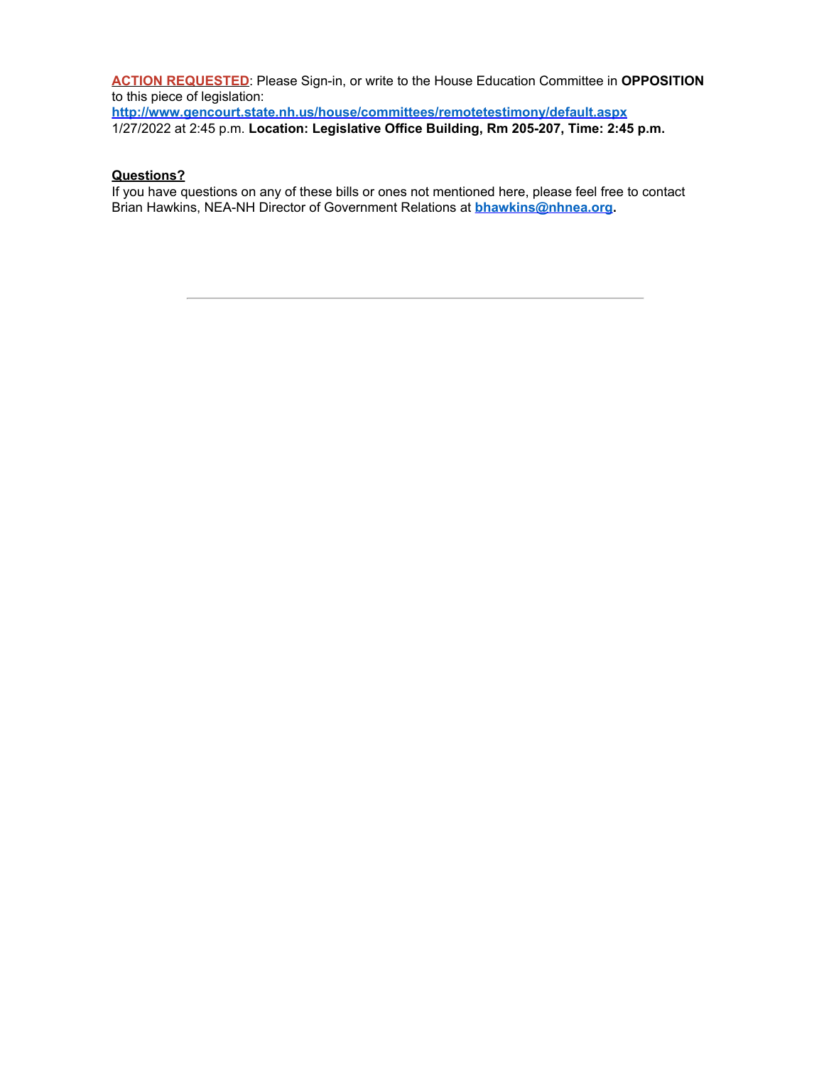**ACTION REQUESTED**: Please Sign-in, or write to the House Education Committee in **OPPOSITION** to this piece of legislation:
**http://www.gencourt.state.nh.us/house/committees/remotetestimony/default.aspx**
1/27/2022 at 2:45 p.m. **Location: Legislative Office Building, Rm 205-207, Time: 2:45 p.m.**

**Questions?**
If you have questions on any of these bills or ones not mentioned here, please feel free to contact Brian Hawkins, NEA-NH Director of Government Relations at **bhawkins@nhnea.org.**

---